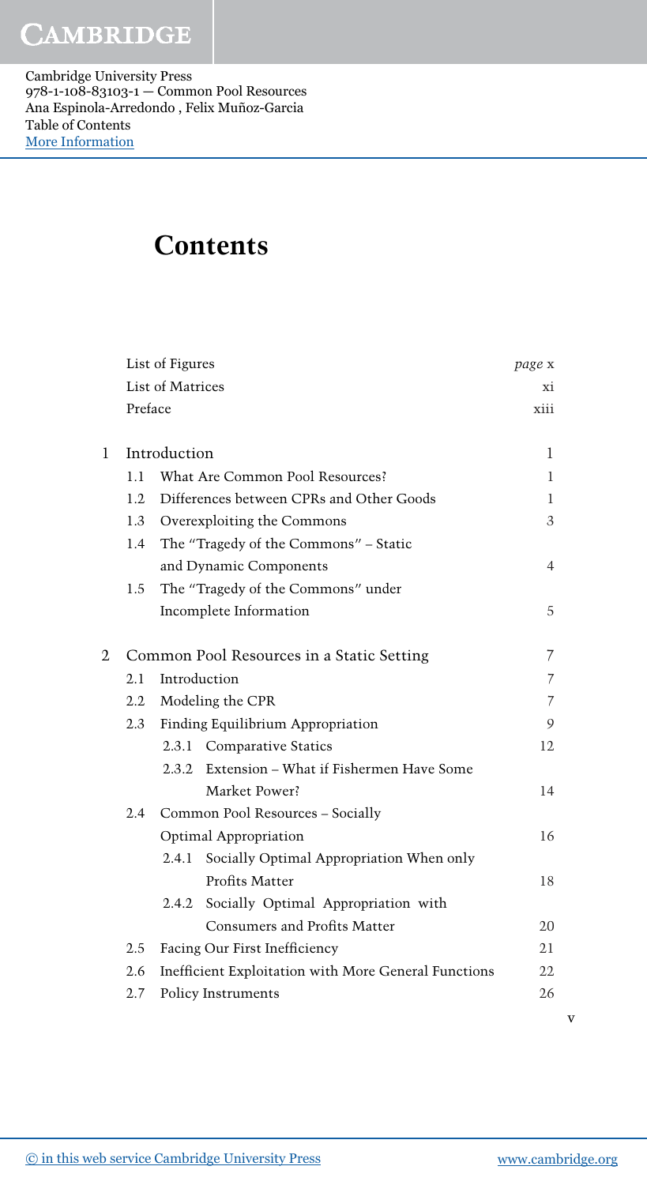# Contents

| | | | |
|---|---|---|---|
| | List of Figures | | *page* x |
| | List of Matrices | | xi |
| | Preface | | xiii |
| 1 | Introduction | | 1 |
| | 1.1 | What Are Common Pool Resources? | 1 |
| | 1.2 | Differences between CPRs and Other Goods | 1 |
| | 1.3 | Overexploiting the Commons | 3 |
| | 1.4 | The "Tragedy of the Commons" – Static and Dynamic Components | 4 |
| | 1.5 | The "Tragedy of the Commons" under Incomplete Information | 5 |
| 2 | Common Pool Resources in a Static Setting | | 7 |
| | 2.1 | Introduction | 7 |
| | 2.2 | Modeling the CPR | 7 |
| | 2.3 | Finding Equilibrium Appropriation | 9 |
| | | 2.3.1 Comparative Statics | 12 |
| | | 2.3.2 Extension – What if Fishermen Have Some Market Power? | 14 |
| | 2.4 | Common Pool Resources – Socially Optimal Appropriation | 16 |
| | | 2.4.1 Socially Optimal Appropriation When only Profits Matter | 18 |
| | | 2.4.2 Socially Optimal Appropriation with Consumers and Profits Matter | 20 |
| | 2.5 | Facing Our First Inefficiency | 21 |
| | 2.6 | Inefficient Exploitation with More General Functions | 22 |
| | 2.7 | Policy Instruments | 26 |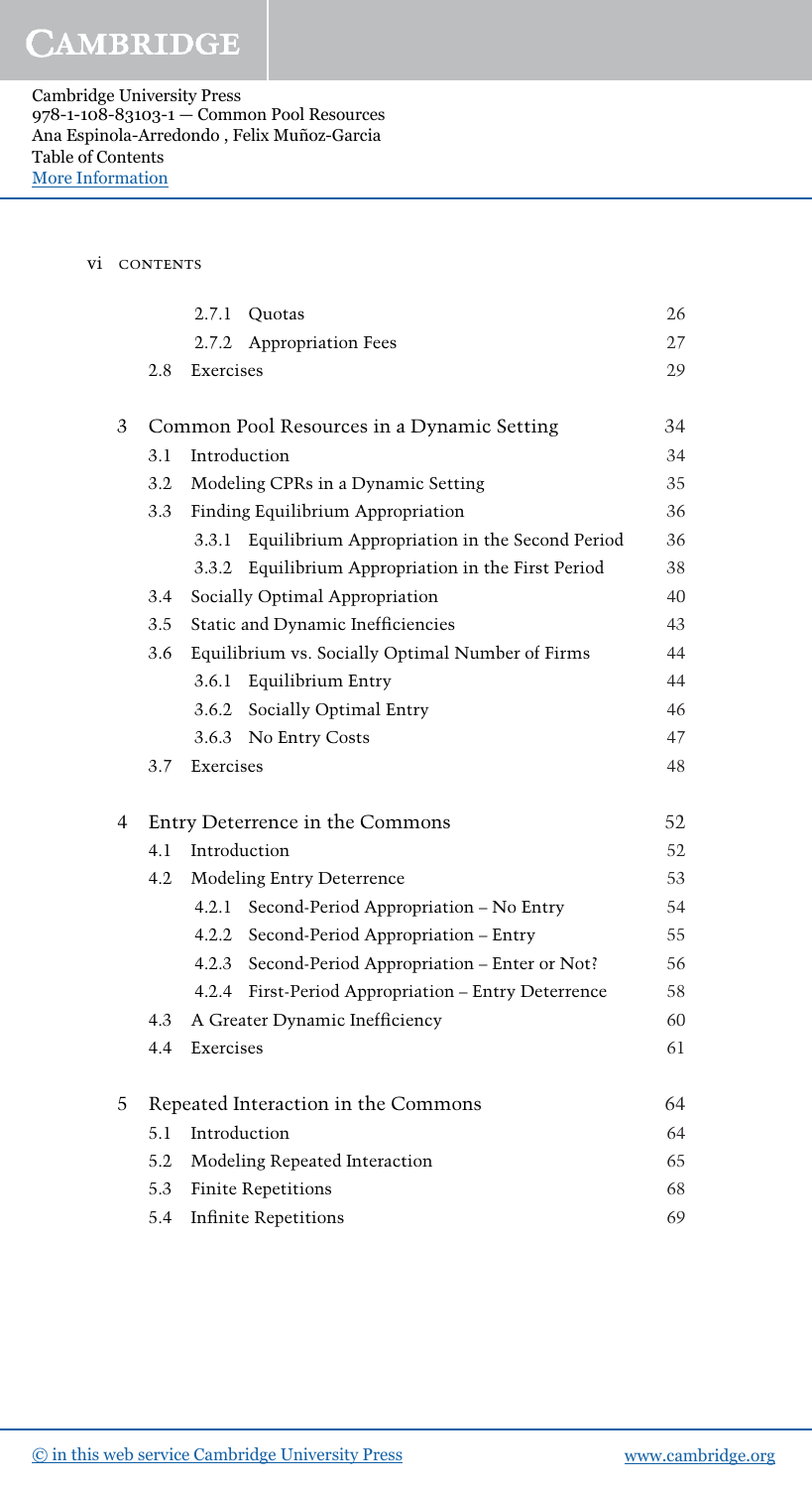| | | | |
|---|---|---|---|
| | 2.7.1 | Quotas | 26 |
| | 2.7.2 | Appropriation Fees | 27 |
| | 2.8 | Exercises | 29 |
| **3** | | **Common Pool Resources in a Dynamic Setting** | **34** |
| | 3.1 | Introduction | 34 |
| | 3.2 | Modeling CPRs in a Dynamic Setting | 35 |
| | 3.3 | Finding Equilibrium Appropriation | 36 |
| | 3.3.1 | Equilibrium Appropriation in the Second Period | 36 |
| | 3.3.2 | Equilibrium Appropriation in the First Period | 38 |
| | 3.4 | Socially Optimal Appropriation | 40 |
| | 3.5 | Static and Dynamic Inefficiencies | 43 |
| | 3.6 | Equilibrium vs. Socially Optimal Number of Firms | 44 |
| | 3.6.1 | Equilibrium Entry | 44 |
| | 3.6.2 | Socially Optimal Entry | 46 |
| | 3.6.3 | No Entry Costs | 47 |
| | 3.7 | Exercises | 48 |
| **4** | | **Entry Deterrence in the Commons** | **52** |
| | 4.1 | Introduction | 52 |
| | 4.2 | Modeling Entry Deterrence | 53 |
| | 4.2.1 | Second-Period Appropriation – No Entry | 54 |
| | 4.2.2 | Second-Period Appropriation – Entry | 55 |
| | 4.2.3 | Second-Period Appropriation – Enter or Not? | 56 |
| | 4.2.4 | First-Period Appropriation – Entry Deterrence | 58 |
| | 4.3 | A Greater Dynamic Inefficiency | 60 |
| | 4.4 | Exercises | 61 |
| **5** | | **Repeated Interaction in the Commons** | **64** |
| | 5.1 | Introduction | 64 |
| | 5.2 | Modeling Repeated Interaction | 65 |
| | 5.3 | Finite Repetitions | 68 |
| | 5.4 | Infinite Repetitions | 69 |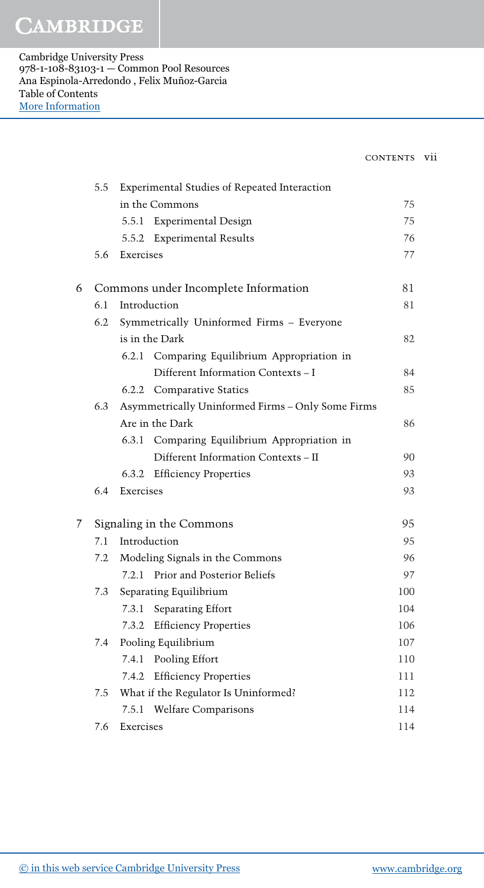| | | |
|---|---|---|
| 5.5 | Experimental Studies of Repeated Interaction in the Commons | 75 |
| | 5.5.1 Experimental Design | 75 |
| | 5.5.2 Experimental Results | 76 |
| 5.6 | Exercises | 77 |
| **6** | **Commons under Incomplete Information** | **81** |
| 6.1 | Introduction | 81 |
| 6.2 | Symmetrically Uninformed Firms – Everyone is in the Dark | 82 |
| | 6.2.1 Comparing Equilibrium Appropriation in Different Information Contexts – I | 84 |
| | 6.2.2 Comparative Statics | 85 |
| 6.3 | Asymmetrically Uninformed Firms – Only Some Firms Are in the Dark | 86 |
| | 6.3.1 Comparing Equilibrium Appropriation in Different Information Contexts – II | 90 |
| | 6.3.2 Efficiency Properties | 93 |
| 6.4 | Exercises | 93 |
| **7** | **Signaling in the Commons** | **95** |
| 7.1 | Introduction | 95 |
| 7.2 | Modeling Signals in the Commons | 96 |
| | 7.2.1 Prior and Posterior Beliefs | 97 |
| 7.3 | Separating Equilibrium | 100 |
| | 7.3.1 Separating Effort | 104 |
| | 7.3.2 Efficiency Properties | 106 |
| 7.4 | Pooling Equilibrium | 107 |
| | 7.4.1 Pooling Effort | 110 |
| | 7.4.2 Efficiency Properties | 111 |
| 7.5 | What if the Regulator Is Uninformed? | 112 |
| | 7.5.1 Welfare Comparisons | 114 |
| 7.6 | Exercises | 114 |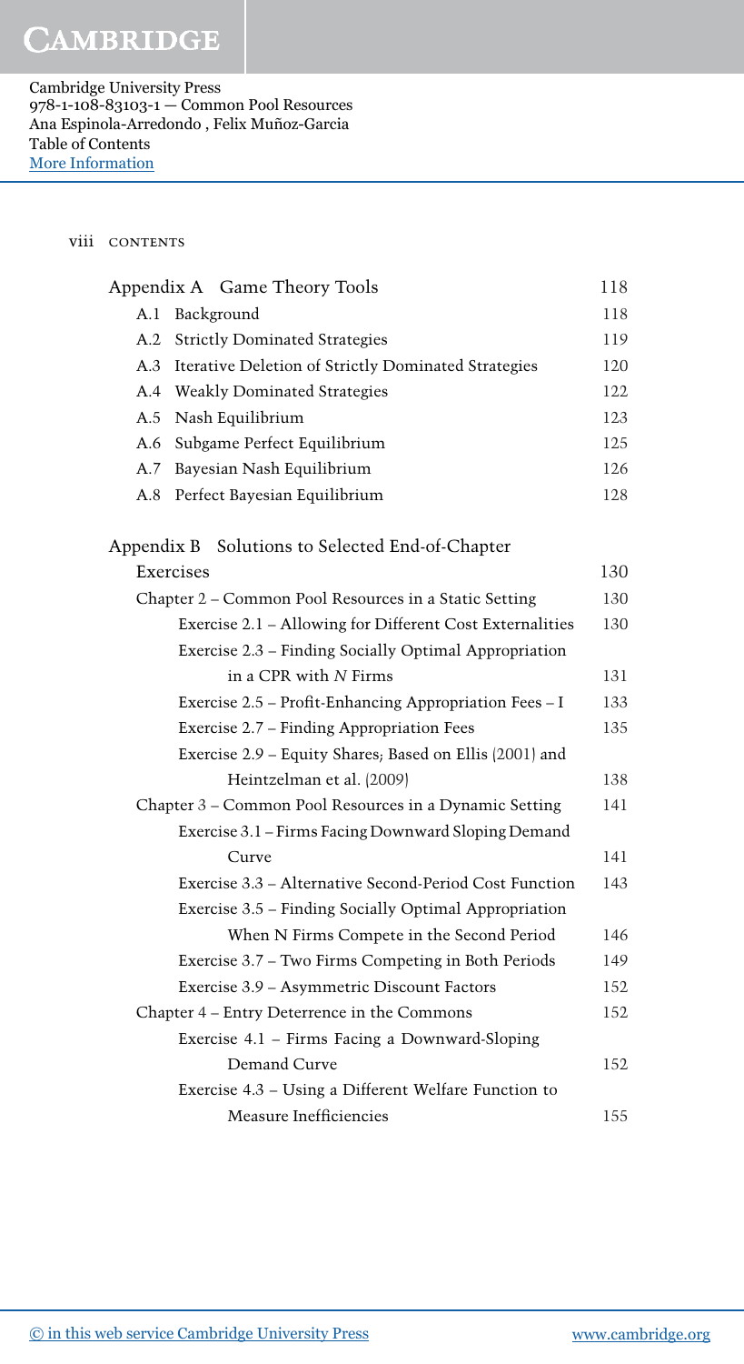| | |
|---|---|
| Appendix A Game Theory Tools | 118 |
| A.1 Background | 118 |
| A.2 Strictly Dominated Strategies | 119 |
| A.3 Iterative Deletion of Strictly Dominated Strategies | 120 |
| A.4 Weakly Dominated Strategies | 122 |
| A.5 Nash Equilibrium | 123 |
| A.6 Subgame Perfect Equilibrium | 125 |
| A.7 Bayesian Nash Equilibrium | 126 |
| A.8 Perfect Bayesian Equilibrium | 128 |
| Appendix B Solutions to Selected End-of-Chapter Exercises | 130 |
| Chapter 2 – Common Pool Resources in a Static Setting | 130 |
| Exercise 2.1 – Allowing for Different Cost Externalities | 130 |
| Exercise 2.3 – Finding Socially Optimal Appropriation in a CPR with $N$ Firms | 131 |
| Exercise 2.5 – Profit-Enhancing Appropriation Fees – I | 133 |
| Exercise 2.7 – Finding Appropriation Fees | 135 |
| Exercise 2.9 – Equity Shares; Based on Ellis (2001) and Heintzelman et al. (2009) | 138 |
| Chapter 3 – Common Pool Resources in a Dynamic Setting | 141 |
| Exercise 3.1 – Firms Facing Downward Sloping Demand Curve | 141 |
| Exercise 3.3 – Alternative Second-Period Cost Function | 143 |
| Exercise 3.5 – Finding Socially Optimal Appropriation When N Firms Compete in the Second Period | 146 |
| Exercise 3.7 – Two Firms Competing in Both Periods | 149 |
| Exercise 3.9 – Asymmetric Discount Factors | 152 |
| Chapter 4 – Entry Deterrence in the Commons | 152 |
| Exercise 4.1 – Firms Facing a Downward-Sloping Demand Curve | 152 |
| Exercise 4.3 – Using a Different Welfare Function to Measure Inefficiencies | 155 |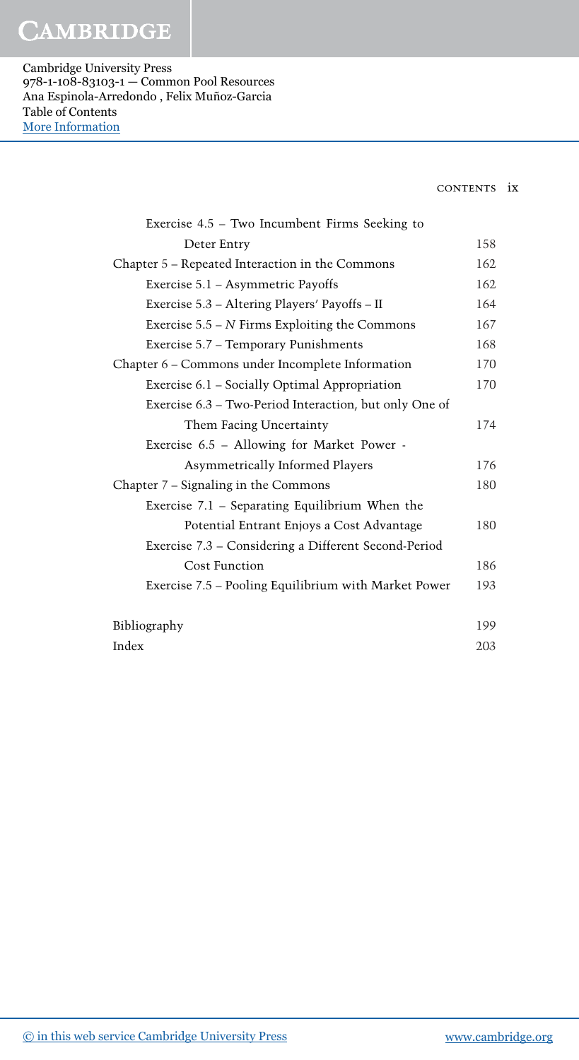| | |
|---|---|
| Exercise 4.5 – Two Incumbent Firms Seeking to Deter Entry | 158 |
| Chapter 5 – Repeated Interaction in the Commons | 162 |
| Exercise 5.1 – Asymmetric Payoffs | 162 |
| Exercise 5.3 – Altering Players' Payoffs – II | 164 |
| Exercise 5.5 – $N$ Firms Exploiting the Commons | 167 |
| Exercise 5.7 – Temporary Punishments | 168 |
| Chapter 6 – Commons under Incomplete Information | 170 |
| Exercise 6.1 – Socially Optimal Appropriation | 170 |
| Exercise 6.3 – Two-Period Interaction, but only One of Them Facing Uncertainty | 174 |
| Exercise 6.5 – Allowing for Market Power - Asymmetrically Informed Players | 176 |
| Chapter 7 – Signaling in the Commons | 180 |
| Exercise 7.1 – Separating Equilibrium When the Potential Entrant Enjoys a Cost Advantage | 180 |
| Exercise 7.3 – Considering a Different Second-Period Cost Function | 186 |
| Exercise 7.5 – Pooling Equilibrium with Market Power | 193 |
| Bibliography | 199 |
| Index | 203 |